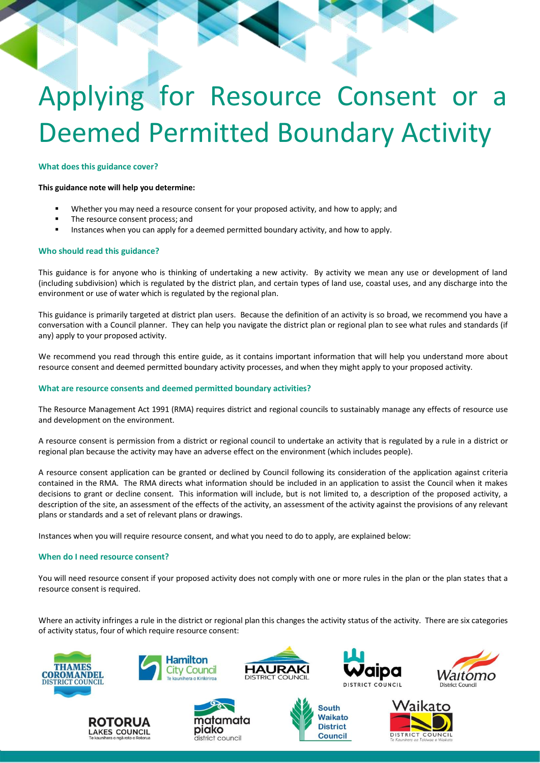# Applying for Resource Consent or a Deemed Permitted Boundary Activity

### What does this guidance cover?

**This guidance note will help you determine:**

- Whether you may need a resource consent for your proposed activity, and how to apply; and
- The resource consent process; and
- Instances when you can apply for a deemed permitted boundary activity, and how to apply.

### Who should read this guidance?

This guidance is for anyone who is thinking of undertaking a new activity. By activity we mean any use or development of land (including subdivision) which is regulated by the district plan, and certain types of land use, coastal uses, and any discharge into the environment or use of water which is regulated by the regional plan.

This guidance is primarily targeted at district plan users. Because the definition of an activity is so broad, we recommend you have a conversation with a Council planner. They can help you navigate the district plan or regional plan to see what rules and standards (if any) apply to your proposed activity.

We recommend you read through this entire guide, as it contains important information that will help you understand more about resource consent and deemed permitted boundary activity processes, and when they might apply to your proposed activity.

### What are resource consents and deemed permitted boundary activities?

The Resource Management Act 1991 (RMA) requires district and regional councils to sustainably manage any effects of resource use and development on the environment.

A resource consent is permission from a district or regional council to undertake an activity that is regulated by a rule in a district or regional plan because the activity may have an adverse effect on the environment (which includes people).

A resource consent application can be granted or declined by Council following its consideration of the application against criteria contained in the RMA. The RMA directs what information should be included in an application to assist the Council when it makes decisions to grant or decline consent. This information will include, but is not limited to, a description of the proposed activity, a description of the site, an assessment of the effects of the activity, an assessment of the activity against the provisions of any relevant plans or standards and a set of relevant plans or drawings.

Instances when you will require resource consent, and what you need to do to apply, are explained below:

### When do I need resource consent?

You will need resource consent if your proposed activity does not comply with one or more rules in the plan or the plan states that a resource consent is required.

Where an activity infringes a rule in the district or regional plan this changes the activity status of the activity. There are six categories of activity status, four of which require resource consent: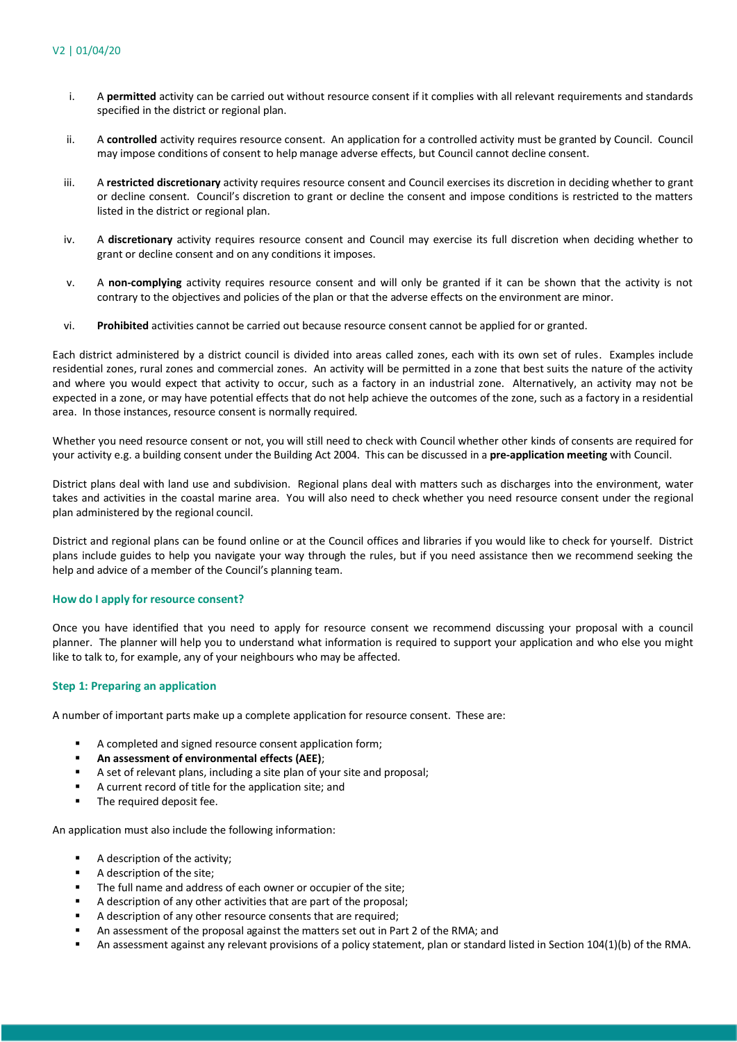i. A **permitted** activity can be carried out without resource consent if it complies with all relevant requirements and standards specified in the district or regional plan.

ii. A **controlled** activity requires resource consent. An application for a controlled activity must be granted by Council. Council may impose conditions of consent to help manage adverse effects, but Council cannot decline consent.

iii. A **restricted discretionary** activity requires resource consent and Council exercises its discretion in deciding whether to grant or decline consent. Council's discretion to grant or decline the consent and impose conditions is restricted to the matters listed in the district or regional plan.

iv. A **discretionary** activity requires resource consent and Council may exercise its full discretion when deciding whether to grant or decline consent and on any conditions it imposes.

v. A **non-complying** activity requires resource consent and will only be granted if it can be shown that the activity is not contrary to the objectives and policies of the plan or that the adverse effects on the environment are minor.

vi. **Prohibited** activities cannot be carried out because resource consent cannot be applied for or granted.

Each district administered by a district council is divided into areas called zones, each with its own set of rules. Examples include residential zones, rural zones and commercial zones. An activity will be permitted in a zone that best suits the nature of the activity and where you would expect that activity to occur, such as a factory in an industrial zone. Alternatively, an activity may not be expected in a zone, or may have potential effects that do not help achieve the outcomes of the zone, such as a factory in a residential area. In those instances, resource consent is normally required.

Whether you need resource consent or not, you will still need to check with Council whether other kinds of consents are required for your activity e.g. a building consent under the Building Act 2004. This can be discussed in a **pre-application meeting** with Council.

District plans deal with land use and subdivision. Regional plans deal with matters such as discharges into the environment, water takes and activities in the coastal marine area. You will also need to check whether you need resource consent under the regional plan administered by the regional council.

District and regional plans can be found online or at the Council offices and libraries if you would like to check for yourself. District plans include guides to help you navigate your way through the rules, but if you need assistance then we recommend seeking the help and advice of a member of the Council's planning team.

### How do I apply for resource consent?

Once you have identified that you need to apply for resource consent we recommend discussing your proposal with a council planner. The planner will help you to understand what information is required to support your application and who else you might like to talk to, for example, any of your neighbours who may be affected.

### Step 1: Preparing an application

A number of important parts make up a complete application for resource consent. These are:

- A completed and signed resource consent application form;
- **An assessment of environmental effects (AEE)**;
- A set of relevant plans, including a site plan of your site and proposal;
- A current record of title for the application site; and
- The required deposit fee.

An application must also include the following information:

- A description of the activity;
- A description of the site;
- The full name and address of each owner or occupier of the site;
- A description of any other activities that are part of the proposal;
- A description of any other resource consents that are required;
- An assessment of the proposal against the matters set out in Part 2 of the RMA; and
- An assessment against any relevant provisions of a policy statement, plan or standard listed in Section 104(1)(b) of the RMA.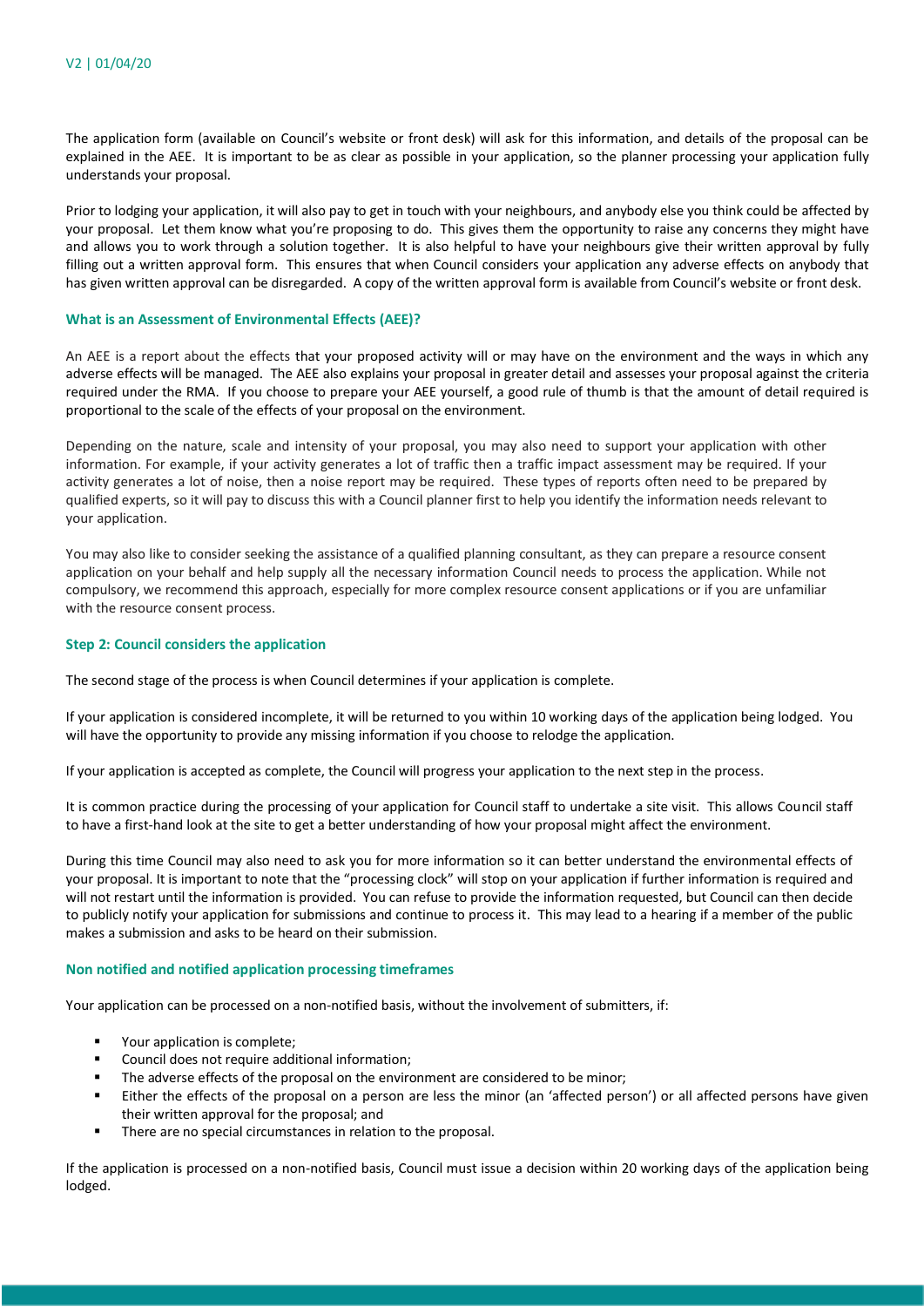The application form (available on Council's website or front desk) will ask for this information, and details of the proposal can be explained in the AEE. It is important to be as clear as possible in your application, so the planner processing your application fully understands your proposal.

Prior to lodging your application, it will also pay to get in touch with your neighbours, and anybody else you think could be affected by your proposal. Let them know what you're proposing to do. This gives them the opportunity to raise any concerns they might have and allows you to work through a solution together. It is also helpful to have your neighbours give their written approval by fully filling out a written approval form. This ensures that when Council considers your application any adverse effects on anybody that has given written approval can be disregarded. A copy of the written approval form is available from Council's website or front desk.

### What is an Assessment of Environmental Effects (AEE)?

An AEE is a report about the effects that your proposed activity will or may have on the environment and the ways in which any adverse effects will be managed. The AEE also explains your proposal in greater detail and assesses your proposal against the criteria required under the RMA. If you choose to prepare your AEE yourself, a good rule of thumb is that the amount of detail required is proportional to the scale of the effects of your proposal on the environment.

Depending on the nature, scale and intensity of your proposal, you may also need to support your application with other information. For example, if your activity generates a lot of traffic then a traffic impact assessment may be required. If your activity generates a lot of noise, then a noise report may be required. These types of reports often need to be prepared by qualified experts, so it will pay to discuss this with a Council planner first to help you identify the information needs relevant to your application.

You may also like to consider seeking the assistance of a qualified planning consultant, as they can prepare a resource consent application on your behalf and help supply all the necessary information Council needs to process the application. While not compulsory, we recommend this approach, especially for more complex resource consent applications or if you are unfamiliar with the resource consent process.

### Step 2: Council considers the application

The second stage of the process is when Council determines if your application is complete.

If your application is considered incomplete, it will be returned to you within 10 working days of the application being lodged. You will have the opportunity to provide any missing information if you choose to relodge the application.

If your application is accepted as complete, the Council will progress your application to the next step in the process.

It is common practice during the processing of your application for Council staff to undertake a site visit. This allows Council staff to have a first-hand look at the site to get a better understanding of how your proposal might affect the environment.

During this time Council may also need to ask you for more information so it can better understand the environmental effects of your proposal. It is important to note that the "processing clock" will stop on your application if further information is required and will not restart until the information is provided. You can refuse to provide the information requested, but Council can then decide to publicly notify your application for submissions and continue to process it. This may lead to a hearing if a member of the public makes a submission and asks to be heard on their submission.

### Non notified and notified application processing timeframes

Your application can be processed on a non-notified basis, without the involvement of submitters, if:

- Your application is complete;
- Council does not require additional information;
- The adverse effects of the proposal on the environment are considered to be minor;
- Either the effects of the proposal on a person are less the minor (an 'affected person') or all affected persons have given their written approval for the proposal; and
- There are no special circumstances in relation to the proposal.

If the application is processed on a non-notified basis, Council must issue a decision within 20 working days of the application being lodged.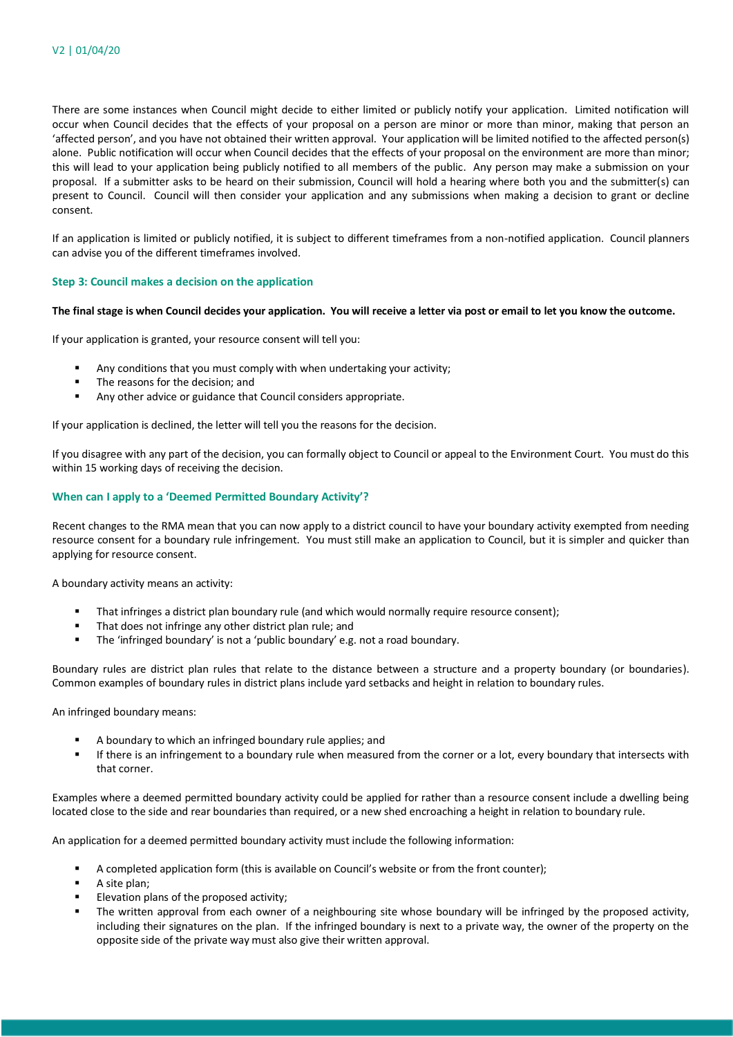There are some instances when Council might decide to either limited or publicly notify your application. Limited notification will occur when Council decides that the effects of your proposal on a person are minor or more than minor, making that person an 'affected person', and you have not obtained their written approval. Your application will be limited notified to the affected person(s) alone. Public notification will occur when Council decides that the effects of your proposal on the environment are more than minor; this will lead to your application being publicly notified to all members of the public. Any person may make a submission on your proposal. If a submitter asks to be heard on their submission, Council will hold a hearing where both you and the submitter(s) can present to Council. Council will then consider your application and any submissions when making a decision to grant or decline consent.

If an application is limited or publicly notified, it is subject to different timeframes from a non-notified application. Council planners can advise you of the different timeframes involved.

### Step 3: Council makes a decision on the application

**The final stage is when Council decides your application. You will receive a letter via post or email to let you know the outcome.**

If your application is granted, your resource consent will tell you:

- Any conditions that you must comply with when undertaking your activity;
- The reasons for the decision; and
- Any other advice or guidance that Council considers appropriate.

If your application is declined, the letter will tell you the reasons for the decision.

If you disagree with any part of the decision, you can formally object to Council or appeal to the Environment Court. You must do this within 15 working days of receiving the decision.

### When can I apply to a 'Deemed Permitted Boundary Activity'?

Recent changes to the RMA mean that you can now apply to a district council to have your boundary activity exempted from needing resource consent for a boundary rule infringement. You must still make an application to Council, but it is simpler and quicker than applying for resource consent.

A boundary activity means an activity:

- That infringes a district plan boundary rule (and which would normally require resource consent);
- That does not infringe any other district plan rule; and
- The 'infringed boundary' is not a 'public boundary' e.g. not a road boundary.

Boundary rules are district plan rules that relate to the distance between a structure and a property boundary (or boundaries). Common examples of boundary rules in district plans include yard setbacks and height in relation to boundary rules.

An infringed boundary means:

- A boundary to which an infringed boundary rule applies; and
- If there is an infringement to a boundary rule when measured from the corner or a lot, every boundary that intersects with that corner.

Examples where a deemed permitted boundary activity could be applied for rather than a resource consent include a dwelling being located close to the side and rear boundaries than required, or a new shed encroaching a height in relation to boundary rule.

An application for a deemed permitted boundary activity must include the following information:

- A completed application form (this is available on Council's website or from the front counter);
- A site plan;
- Elevation plans of the proposed activity;
- The written approval from each owner of a neighbouring site whose boundary will be infringed by the proposed activity, including their signatures on the plan. If the infringed boundary is next to a private way, the owner of the property on the opposite side of the private way must also give their written approval.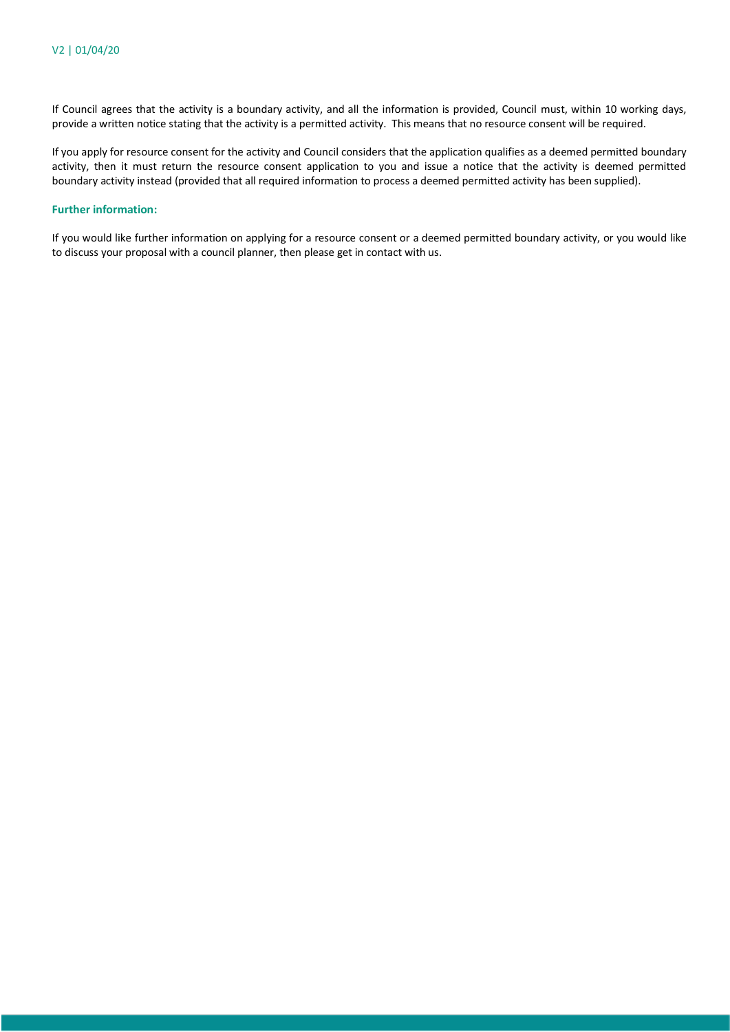If Council agrees that the activity is a boundary activity, and all the information is provided, Council must, within 10 working days, provide a written notice stating that the activity is a permitted activity. This means that no resource consent will be required.

If you apply for resource consent for the activity and Council considers that the application qualifies as a deemed permitted boundary activity, then it must return the resource consent application to you and issue a notice that the activity is deemed permitted boundary activity instead (provided that all required information to process a deemed permitted activity has been supplied).

### Further information:

If you would like further information on applying for a resource consent or a deemed permitted boundary activity, or you would like to discuss your proposal with a council planner, then please get in contact with us.